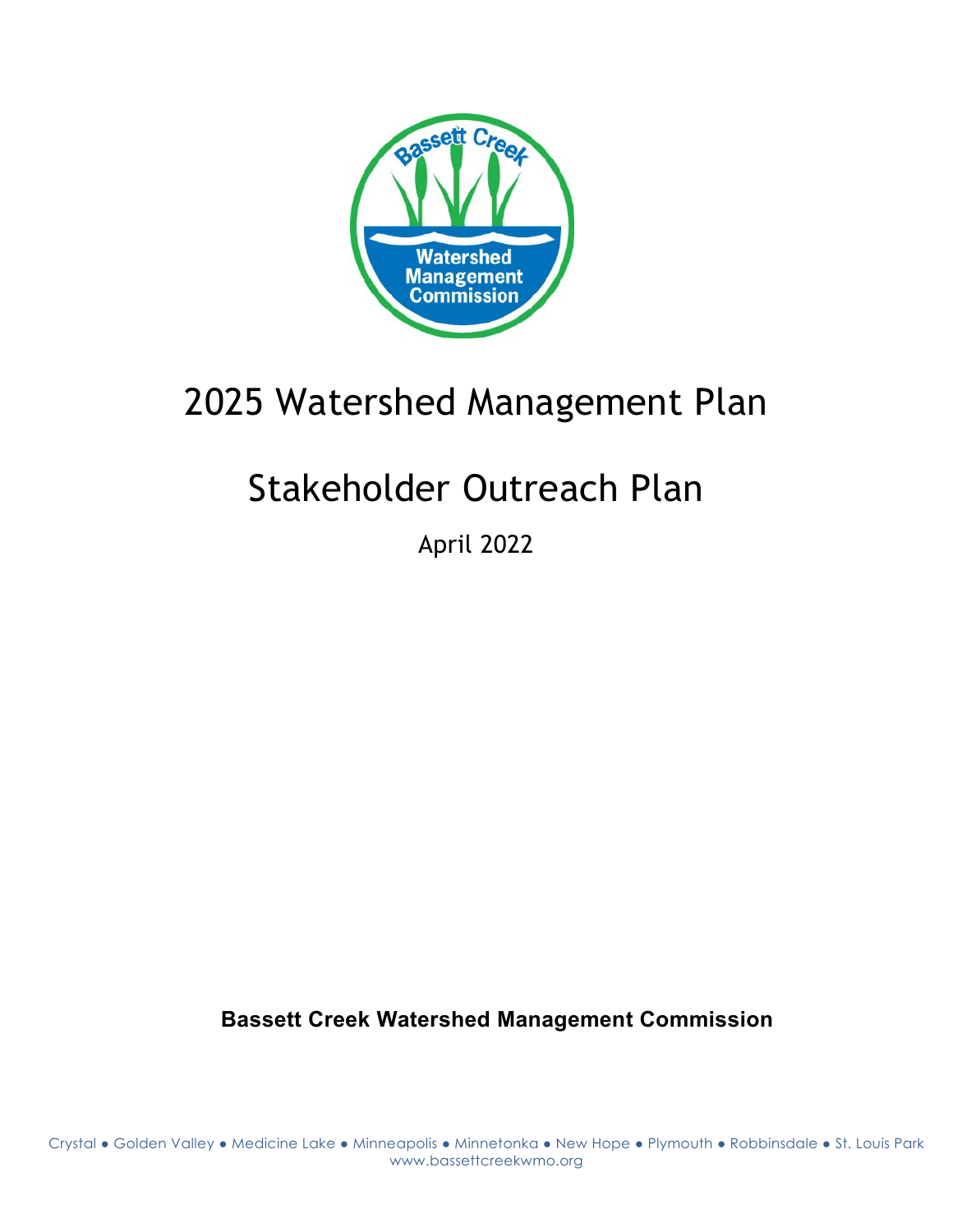# 2025 Watershed Management Plan

# Stakeholder Outreach Plan

April 2022

**Bassett Creek Watershed Management Commission**

Crystal ● Golden Valley ● Medicine Lake ● Minneapolis ● Minnetonka ● New Hope ● Plymouth ● Robbinsdale ● St. Louis Park
www.bassettcreekwmo.org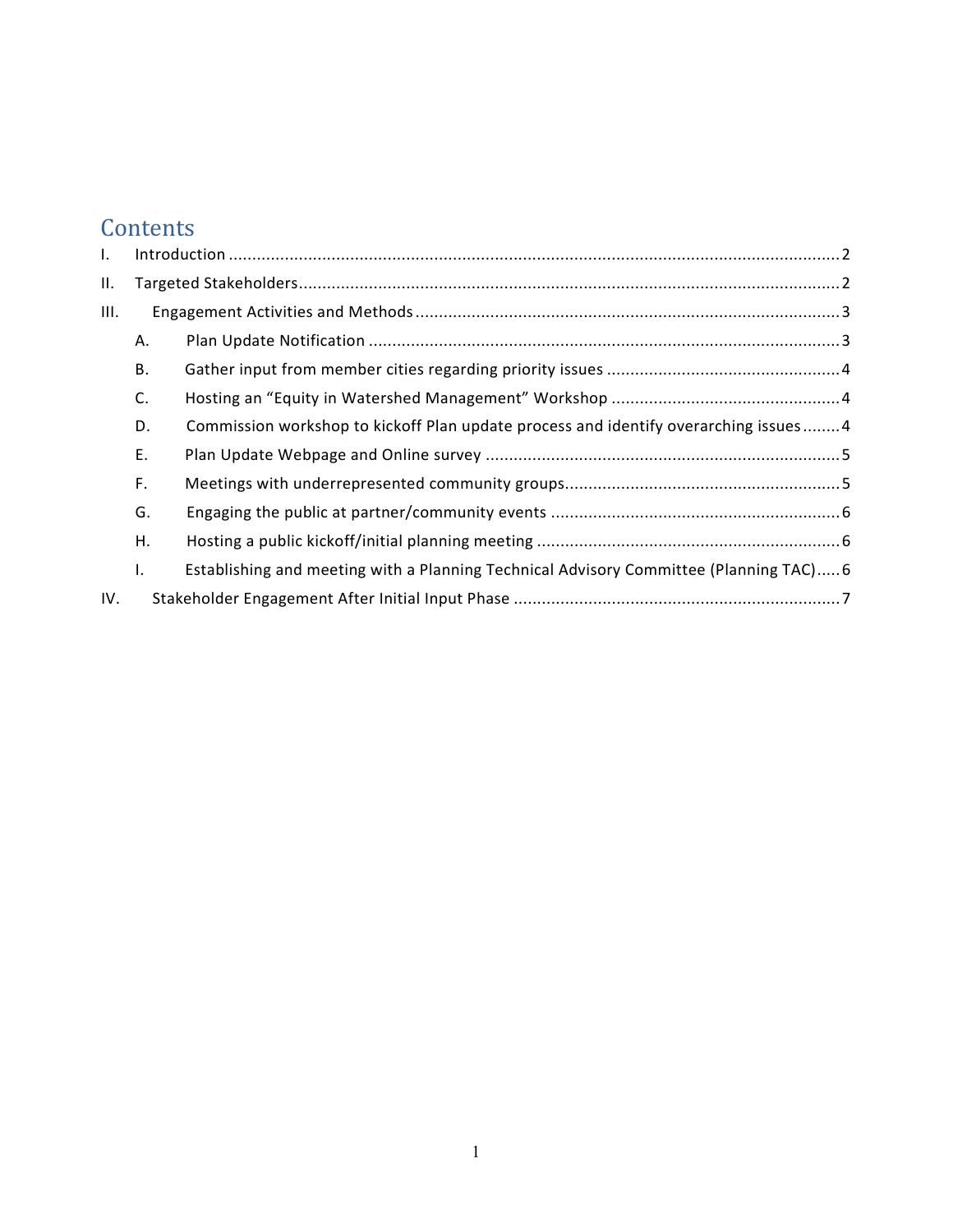# Contents

I. Introduction ........ 2

II. Targeted Stakeholders ........ 2

III. Engagement Activities and Methods ........ 3

- A. Plan Update Notification ........ 3
- B. Gather input from member cities regarding priority issues ........ 4
- C. Hosting an "Equity in Watershed Management" Workshop ........ 4
- D. Commission workshop to kickoff Plan update process and identify overarching issues ........ 4
- E. Plan Update Webpage and Online survey ........ 5
- F. Meetings with underrepresented community groups ........ 5
- G. Engaging the public at partner/community events ........ 6
- H. Hosting a public kickoff/initial planning meeting ........ 6
- I. Establishing and meeting with a Planning Technical Advisory Committee (Planning TAC) ........ 6

IV. Stakeholder Engagement After Initial Input Phase ........ 7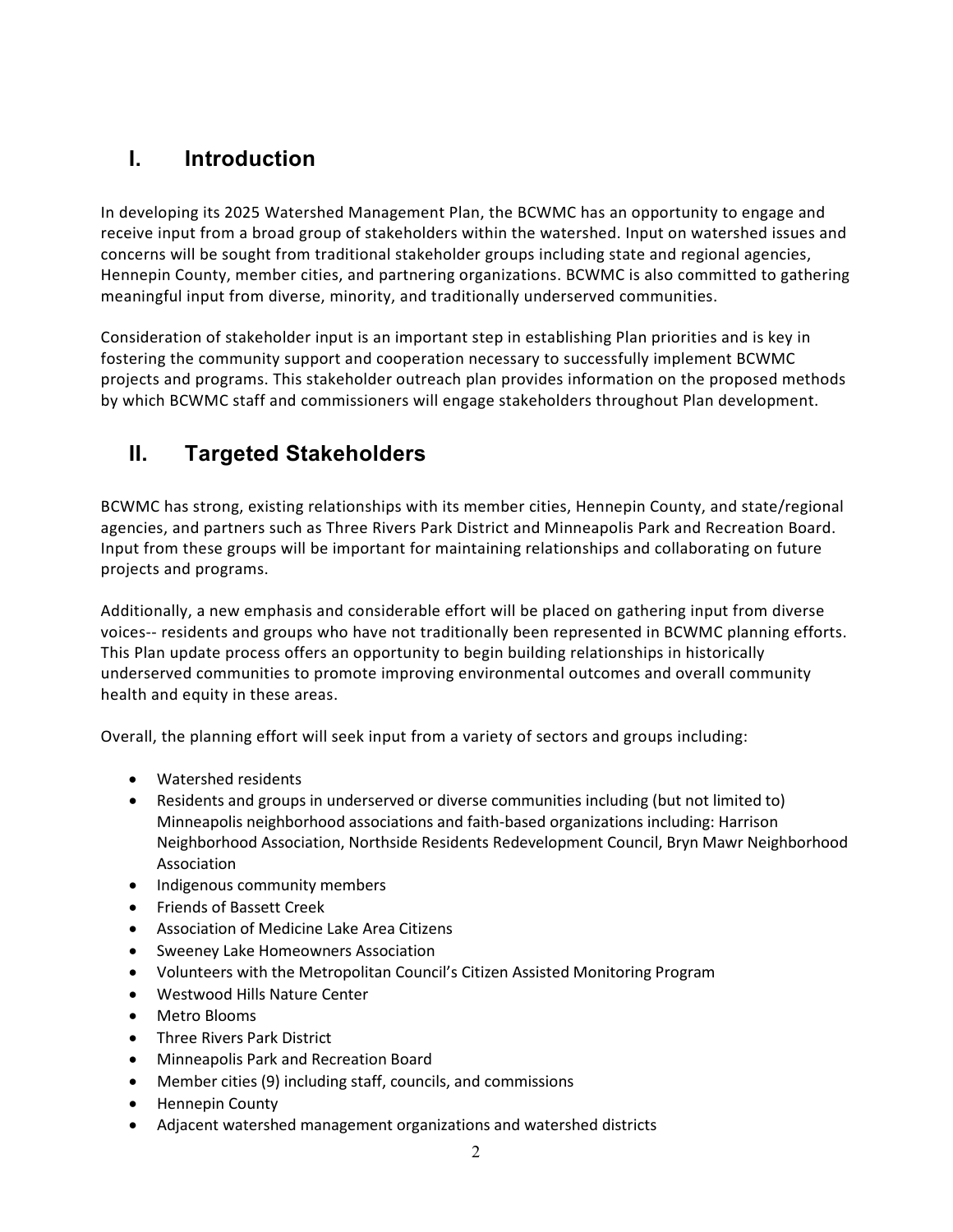## I. Introduction

In developing its 2025 Watershed Management Plan, the BCWMC has an opportunity to engage and receive input from a broad group of stakeholders within the watershed. Input on watershed issues and concerns will be sought from traditional stakeholder groups including state and regional agencies, Hennepin County, member cities, and partnering organizations. BCWMC is also committed to gathering meaningful input from diverse, minority, and traditionally underserved communities.

Consideration of stakeholder input is an important step in establishing Plan priorities and is key in fostering the community support and cooperation necessary to successfully implement BCWMC projects and programs. This stakeholder outreach plan provides information on the proposed methods by which BCWMC staff and commissioners will engage stakeholders throughout Plan development.

## II. Targeted Stakeholders

BCWMC has strong, existing relationships with its member cities, Hennepin County, and state/regional agencies, and partners such as Three Rivers Park District and Minneapolis Park and Recreation Board. Input from these groups will be important for maintaining relationships and collaborating on future projects and programs.

Additionally, a new emphasis and considerable effort will be placed on gathering input from diverse voices-- residents and groups who have not traditionally been represented in BCWMC planning efforts. This Plan update process offers an opportunity to begin building relationships in historically underserved communities to promote improving environmental outcomes and overall community health and equity in these areas.

Overall, the planning effort will seek input from a variety of sectors and groups including:

- Watershed residents
- Residents and groups in underserved or diverse communities including (but not limited to) Minneapolis neighborhood associations and faith-based organizations including: Harrison Neighborhood Association, Northside Residents Redevelopment Council, Bryn Mawr Neighborhood Association
- Indigenous community members
- Friends of Bassett Creek
- Association of Medicine Lake Area Citizens
- Sweeney Lake Homeowners Association
- Volunteers with the Metropolitan Council's Citizen Assisted Monitoring Program
- Westwood Hills Nature Center
- Metro Blooms
- Three Rivers Park District
- Minneapolis Park and Recreation Board
- Member cities (9) including staff, councils, and commissions
- Hennepin County
- Adjacent watershed management organizations and watershed districts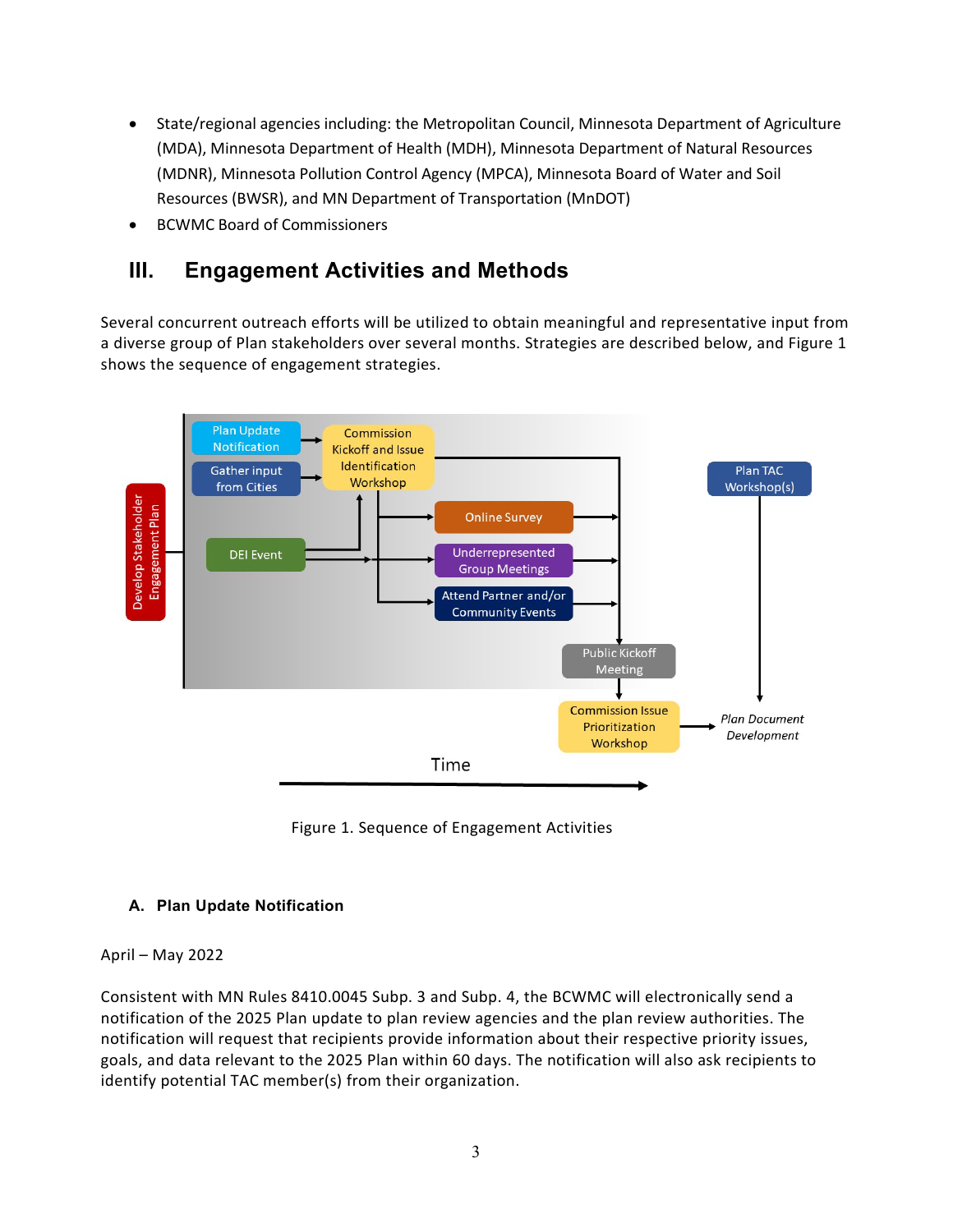- State/regional agencies including: the Metropolitan Council, Minnesota Department of Agriculture (MDA), Minnesota Department of Health (MDH), Minnesota Department of Natural Resources (MDNR), Minnesota Pollution Control Agency (MPCA), Minnesota Board of Water and Soil Resources (BWSR), and MN Department of Transportation (MnDOT)
- BCWMC Board of Commissioners

## III. Engagement Activities and Methods

Several concurrent outreach efforts will be utilized to obtain meaningful and representative input from a diverse group of Plan stakeholders over several months. Strategies are described below, and Figure 1 shows the sequence of engagement strategies.

Figure 1. Sequence of Engagement Activities

### A. Plan Update Notification

April – May 2022

Consistent with MN Rules 8410.0045 Subp. 3 and Subp. 4, the BCWMC will electronically send a notification of the 2025 Plan update to plan review agencies and the plan review authorities. The notification will request that recipients provide information about their respective priority issues, goals, and data relevant to the 2025 Plan within 60 days. The notification will also ask recipients to identify potential TAC member(s) from their organization.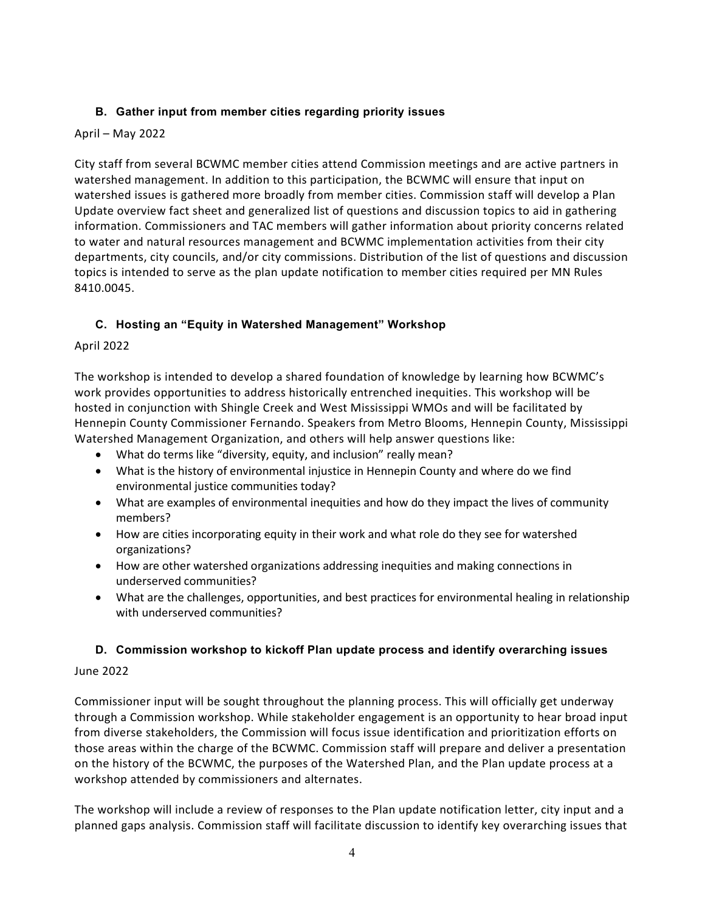### B. Gather input from member cities regarding priority issues

April – May 2022

City staff from several BCWMC member cities attend Commission meetings and are active partners in watershed management. In addition to this participation, the BCWMC will ensure that input on watershed issues is gathered more broadly from member cities. Commission staff will develop a Plan Update overview fact sheet and generalized list of questions and discussion topics to aid in gathering information. Commissioners and TAC members will gather information about priority concerns related to water and natural resources management and BCWMC implementation activities from their city departments, city councils, and/or city commissions. Distribution of the list of questions and discussion topics is intended to serve as the plan update notification to member cities required per MN Rules 8410.0045.

### C. Hosting an "Equity in Watershed Management" Workshop

April 2022

The workshop is intended to develop a shared foundation of knowledge by learning how BCWMC's work provides opportunities to address historically entrenched inequities. This workshop will be hosted in conjunction with Shingle Creek and West Mississippi WMOs and will be facilitated by Hennepin County Commissioner Fernando. Speakers from Metro Blooms, Hennepin County, Mississippi Watershed Management Organization, and others will help answer questions like:

- What do terms like "diversity, equity, and inclusion" really mean?
- What is the history of environmental injustice in Hennepin County and where do we find environmental justice communities today?
- What are examples of environmental inequities and how do they impact the lives of community members?
- How are cities incorporating equity in their work and what role do they see for watershed organizations?
- How are other watershed organizations addressing inequities and making connections in underserved communities?
- What are the challenges, opportunities, and best practices for environmental healing in relationship with underserved communities?

### D. Commission workshop to kickoff Plan update process and identify overarching issues

June 2022

Commissioner input will be sought throughout the planning process. This will officially get underway through a Commission workshop. While stakeholder engagement is an opportunity to hear broad input from diverse stakeholders, the Commission will focus issue identification and prioritization efforts on those areas within the charge of the BCWMC. Commission staff will prepare and deliver a presentation on the history of the BCWMC, the purposes of the Watershed Plan, and the Plan update process at a workshop attended by commissioners and alternates.

The workshop will include a review of responses to the Plan update notification letter, city input and a planned gaps analysis. Commission staff will facilitate discussion to identify key overarching issues that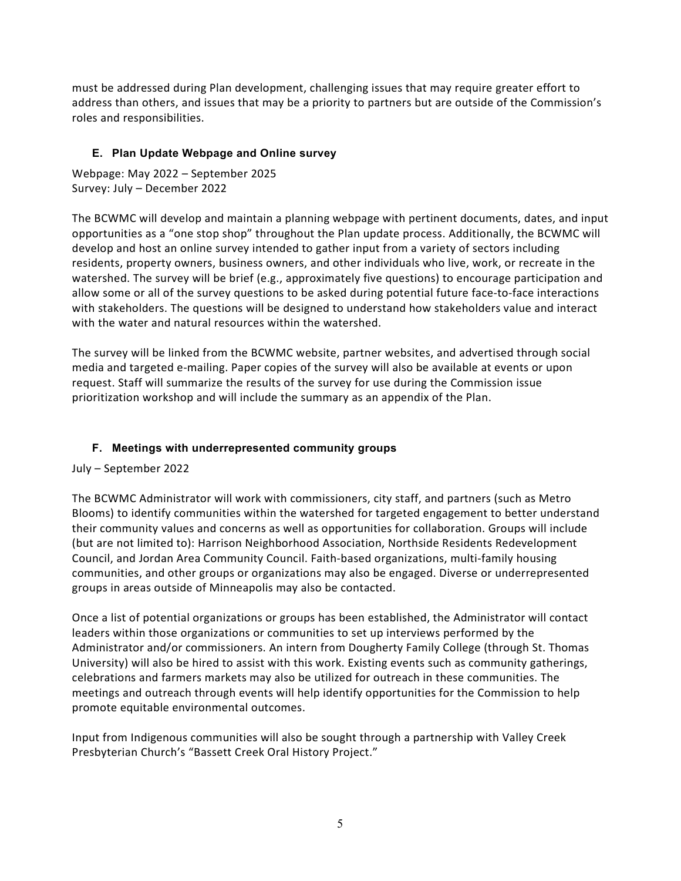must be addressed during Plan development, challenging issues that may require greater effort to address than others, and issues that may be a priority to partners but are outside of the Commission's roles and responsibilities.

### E. Plan Update Webpage and Online survey

Webpage: May 2022 – September 2025
Survey: July – December 2022

The BCWMC will develop and maintain a planning webpage with pertinent documents, dates, and input opportunities as a "one stop shop" throughout the Plan update process. Additionally, the BCWMC will develop and host an online survey intended to gather input from a variety of sectors including residents, property owners, business owners, and other individuals who live, work, or recreate in the watershed. The survey will be brief (e.g., approximately five questions) to encourage participation and allow some or all of the survey questions to be asked during potential future face-to-face interactions with stakeholders. The questions will be designed to understand how stakeholders value and interact with the water and natural resources within the watershed.

The survey will be linked from the BCWMC website, partner websites, and advertised through social media and targeted e-mailing. Paper copies of the survey will also be available at events or upon request. Staff will summarize the results of the survey for use during the Commission issue prioritization workshop and will include the summary as an appendix of the Plan.

### F. Meetings with underrepresented community groups

July – September 2022

The BCWMC Administrator will work with commissioners, city staff, and partners (such as Metro Blooms) to identify communities within the watershed for targeted engagement to better understand their community values and concerns as well as opportunities for collaboration. Groups will include (but are not limited to): Harrison Neighborhood Association, Northside Residents Redevelopment Council, and Jordan Area Community Council. Faith-based organizations, multi-family housing communities, and other groups or organizations may also be engaged. Diverse or underrepresented groups in areas outside of Minneapolis may also be contacted.

Once a list of potential organizations or groups has been established, the Administrator will contact leaders within those organizations or communities to set up interviews performed by the Administrator and/or commissioners. An intern from Dougherty Family College (through St. Thomas University) will also be hired to assist with this work. Existing events such as community gatherings, celebrations and farmers markets may also be utilized for outreach in these communities. The meetings and outreach through events will help identify opportunities for the Commission to help promote equitable environmental outcomes.

Input from Indigenous communities will also be sought through a partnership with Valley Creek Presbyterian Church's "Bassett Creek Oral History Project."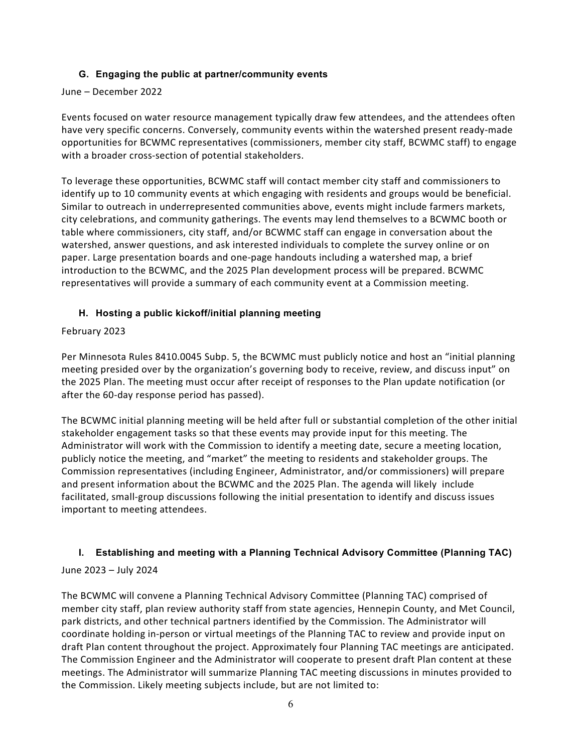### G. Engaging the public at partner/community events

June – December 2022

Events focused on water resource management typically draw few attendees, and the attendees often have very specific concerns. Conversely, community events within the watershed present ready-made opportunities for BCWMC representatives (commissioners, member city staff, BCWMC staff) to engage with a broader cross-section of potential stakeholders.

To leverage these opportunities, BCWMC staff will contact member city staff and commissioners to identify up to 10 community events at which engaging with residents and groups would be beneficial. Similar to outreach in underrepresented communities above, events might include farmers markets, city celebrations, and community gatherings. The events may lend themselves to a BCWMC booth or table where commissioners, city staff, and/or BCWMC staff can engage in conversation about the watershed, answer questions, and ask interested individuals to complete the survey online or on paper. Large presentation boards and one-page handouts including a watershed map, a brief introduction to the BCWMC, and the 2025 Plan development process will be prepared. BCWMC representatives will provide a summary of each community event at a Commission meeting.

### H. Hosting a public kickoff/initial planning meeting

February 2023

Per Minnesota Rules 8410.0045 Subp. 5, the BCWMC must publicly notice and host an "initial planning meeting presided over by the organization's governing body to receive, review, and discuss input" on the 2025 Plan. The meeting must occur after receipt of responses to the Plan update notification (or after the 60-day response period has passed).

The BCWMC initial planning meeting will be held after full or substantial completion of the other initial stakeholder engagement tasks so that these events may provide input for this meeting. The Administrator will work with the Commission to identify a meeting date, secure a meeting location, publicly notice the meeting, and "market" the meeting to residents and stakeholder groups. The Commission representatives (including Engineer, Administrator, and/or commissioners) will prepare and present information about the BCWMC and the 2025 Plan. The agenda will likely include facilitated, small-group discussions following the initial presentation to identify and discuss issues important to meeting attendees.

### I. Establishing and meeting with a Planning Technical Advisory Committee (Planning TAC)

June 2023 – July 2024

The BCWMC will convene a Planning Technical Advisory Committee (Planning TAC) comprised of member city staff, plan review authority staff from state agencies, Hennepin County, and Met Council, park districts, and other technical partners identified by the Commission. The Administrator will coordinate holding in-person or virtual meetings of the Planning TAC to review and provide input on draft Plan content throughout the project. Approximately four Planning TAC meetings are anticipated. The Commission Engineer and the Administrator will cooperate to present draft Plan content at these meetings. The Administrator will summarize Planning TAC meeting discussions in minutes provided to the Commission. Likely meeting subjects include, but are not limited to: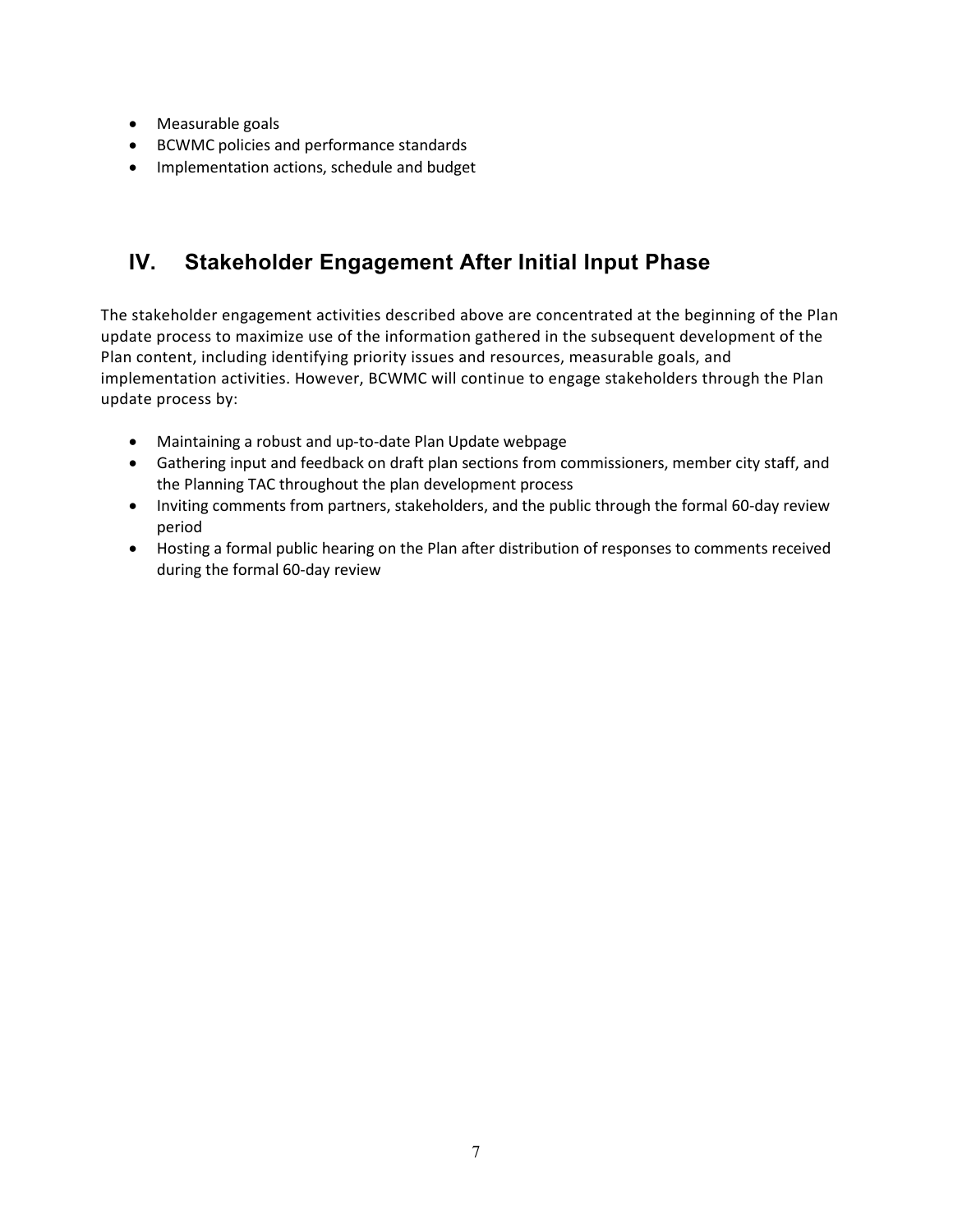- Measurable goals
- BCWMC policies and performance standards
- Implementation actions, schedule and budget

## IV. Stakeholder Engagement After Initial Input Phase

The stakeholder engagement activities described above are concentrated at the beginning of the Plan update process to maximize use of the information gathered in the subsequent development of the Plan content, including identifying priority issues and resources, measurable goals, and implementation activities. However, BCWMC will continue to engage stakeholders through the Plan update process by:

- Maintaining a robust and up-to-date Plan Update webpage
- Gathering input and feedback on draft plan sections from commissioners, member city staff, and the Planning TAC throughout the plan development process
- Inviting comments from partners, stakeholders, and the public through the formal 60-day review period
- Hosting a formal public hearing on the Plan after distribution of responses to comments received during the formal 60-day review